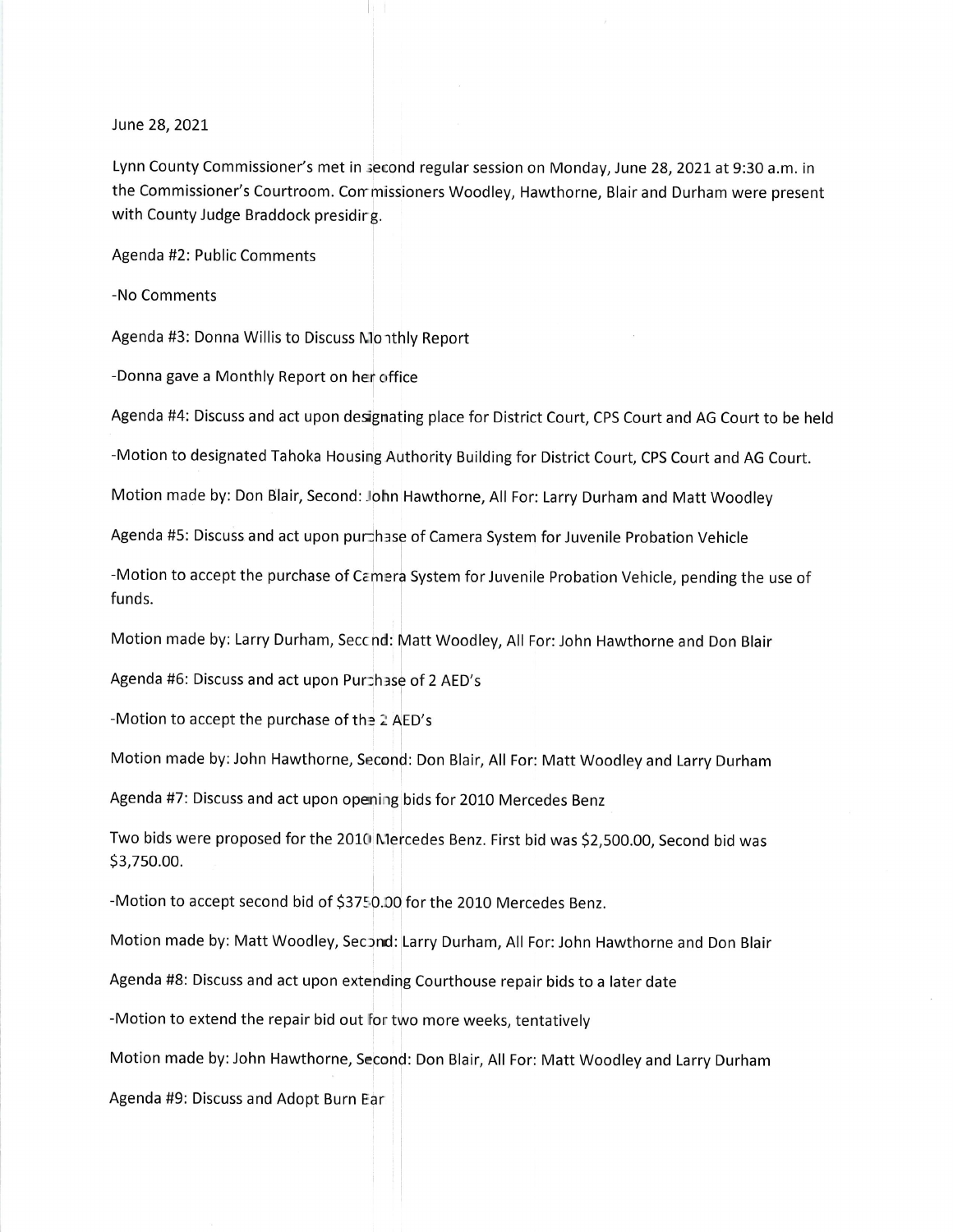June 28, 2021

Lynn County Commissioner's met in second regular session on Monday, June 28, 2021 at 9:30 a.m. in the Commissioner's Courtroom. Commissioners Woodley, Hawthorne, Blair and Durham were present with County Judge Braddock presiding.

Agenda #2: Public Comments

-No Comments

Agenda #3: Donna Willis to Discuss Monthly Report

-Donna gave a Monthly Report on her office

Agenda #4: Discuss and act upon designating place for District Court, CPS Court and AG Court to be held

-Motion to designated Tahoka Housing Authority Building for District Court, CPS Court and AG Court.

Motion made by: Don Blair, Second: John Hawthorne, All For: Larry Durham and Matt Woodley

Agenda #5: Discuss and act upon purchase of Camera System for Juvenile Probation Vehicle

-Motion to accept the purchase of Camera System for Juvenile Probation Vehicle, pending the use of funds.

Motion made by: Larry Durham, Second: Matt Woodley, All For: John Hawthorne and Don Blair

Agenda #6: Discuss and act upon Purchase of 2 AED's

-Motion to accept the purchase of the 2 AED's

Motion made by: John Hawthorne, Second: Don Blair, All For: Matt Woodley and Larry Durham

Agenda #7: Discuss and act upon opening bids for 2010 Mercedes Benz

Two bids were proposed for the 2010 Mercedes Benz. First bid was $2,500.00, Second bid was $3,750.00.

-Motion to accept second bid of $3750.00 for the 2010 Mercedes Benz.

Motion made by: Matt Woodley, Second: Larry Durham, All For: John Hawthorne and Don Blair

Agenda #8: Discuss and act upon extending Courthouse repair bids to a later date

-Motion to extend the repair bid out for two more weeks, tentatively

Motion made by: John Hawthorne, Second: Don Blair, All For: Matt Woodley and Larry Durham

Agenda #9: Discuss and Adopt Burn Ear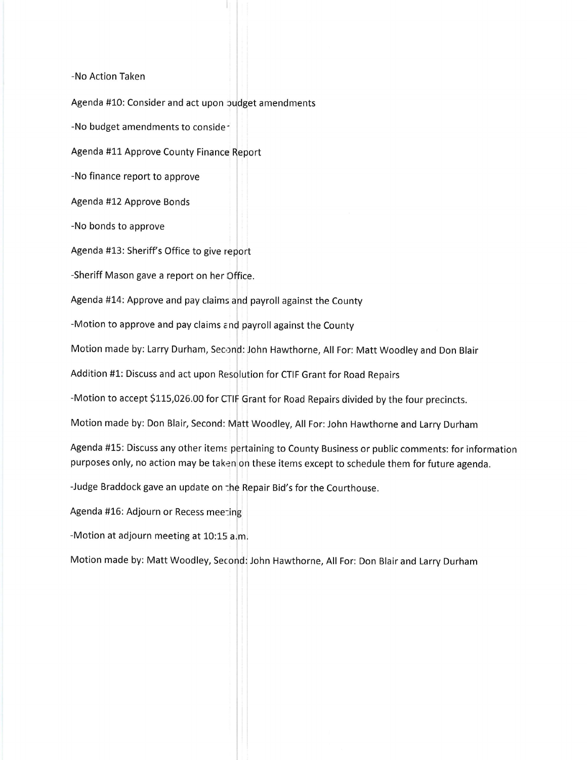-No Action Taken

Agenda #10: Consider and act upon budget amendments

-No budget amendments to consider

Agenda #11 Approve County Finance Report

-No finance report to approve

Agenda #12 Approve Bonds

-No bonds to approve

Agenda #13: Sheriff's Office to give report

-Sheriff Mason gave a report on her Office.

Agenda #14: Approve and pay claims and payroll against the County

-Motion to approve and pay claims and payroll against the County

Motion made by: Larry Durham, Second: John Hawthorne, All For: Matt Woodley and Don Blair

Addition #1: Discuss and act upon Resolution for CTIF Grant for Road Repairs

-Motion to accept $115,026.00 for CTIF Grant for Road Repairs divided by the four precincts.

Motion made by: Don Blair, Second: Matt Woodley, All For: John Hawthorne and Larry Durham

Agenda #15: Discuss any other items pertaining to County Business or public comments: for information purposes only, no action may be taken on these items except to schedule them for future agenda.

-Judge Braddock gave an update on the Repair Bid's for the Courthouse.

Agenda #16: Adjourn or Recess meeting

-Motion at adjourn meeting at 10:15 a.m.

Motion made by: Matt Woodley, Second: John Hawthorne, All For: Don Blair and Larry Durham